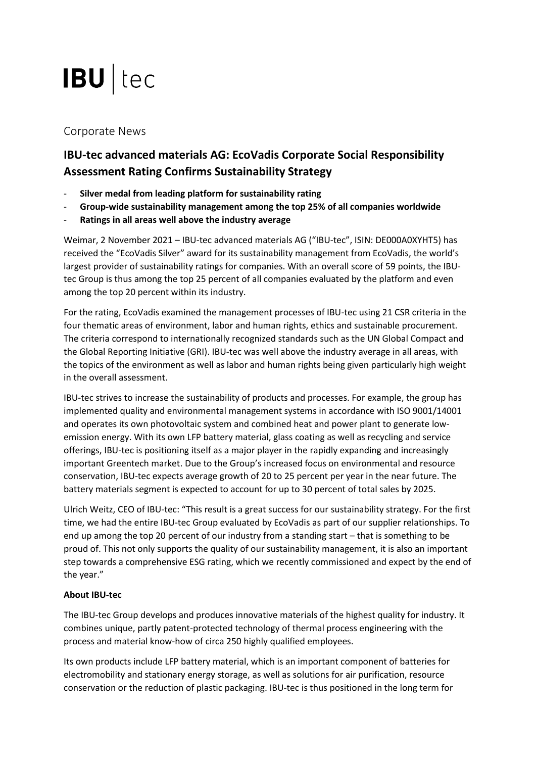IBU | tec

Corporate News

# IBU-tec advanced materials AG: EcoVadis Corporate Social Responsibility Assessment Rating Confirms Sustainability Strategy

- **Silver medal from leading platform for sustainability rating**
- **Group-wide sustainability management among the top 25% of all companies worldwide**
- **Ratings in all areas well above the industry average**

Weimar, 2 November 2021 – IBU-tec advanced materials AG ("IBU-tec", ISIN: DE000A0XYHT5) has received the "EcoVadis Silver" award for its sustainability management from EcoVadis, the world's largest provider of sustainability ratings for companies. With an overall score of 59 points, the IBU-tec Group is thus among the top 25 percent of all companies evaluated by the platform and even among the top 20 percent within its industry.

For the rating, EcoVadis examined the management processes of IBU-tec using 21 CSR criteria in the four thematic areas of environment, labor and human rights, ethics and sustainable procurement. The criteria correspond to internationally recognized standards such as the UN Global Compact and the Global Reporting Initiative (GRI). IBU-tec was well above the industry average in all areas, with the topics of the environment as well as labor and human rights being given particularly high weight in the overall assessment.

IBU-tec strives to increase the sustainability of products and processes. For example, the group has implemented quality and environmental management systems in accordance with ISO 9001/14001 and operates its own photovoltaic system and combined heat and power plant to generate low-emission energy. With its own LFP battery material, glass coating as well as recycling and service offerings, IBU-tec is positioning itself as a major player in the rapidly expanding and increasingly important Greentech market. Due to the Group's increased focus on environmental and resource conservation, IBU-tec expects average growth of 20 to 25 percent per year in the near future. The battery materials segment is expected to account for up to 30 percent of total sales by 2025.

Ulrich Weitz, CEO of IBU-tec: "This result is a great success for our sustainability strategy. For the first time, we had the entire IBU-tec Group evaluated by EcoVadis as part of our supplier relationships. To end up among the top 20 percent of our industry from a standing start – that is something to be proud of. This not only supports the quality of our sustainability management, it is also an important step towards a comprehensive ESG rating, which we recently commissioned and expect by the end of the year."

**About IBU-tec**

The IBU-tec Group develops and produces innovative materials of the highest quality for industry. It combines unique, partly patent-protected technology of thermal process engineering with the process and material know-how of circa 250 highly qualified employees.

Its own products include LFP battery material, which is an important component of batteries for electromobility and stationary energy storage, as well as solutions for air purification, resource conservation or the reduction of plastic packaging. IBU-tec is thus positioned in the long term for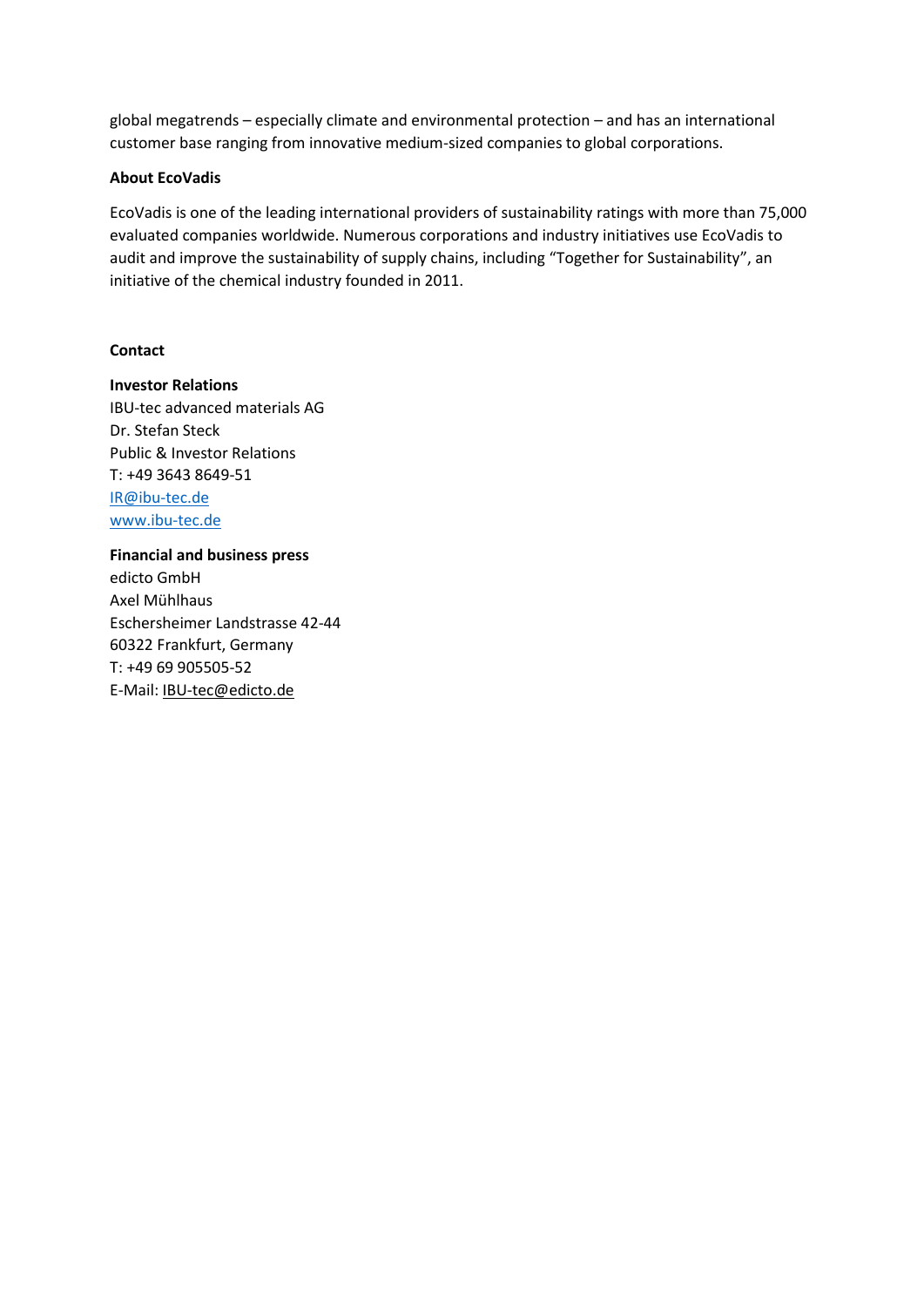global megatrends – especially climate and environmental protection – and has an international customer base ranging from innovative medium-sized companies to global corporations.

**About EcoVadis**

EcoVadis is one of the leading international providers of sustainability ratings with more than 75,000 evaluated companies worldwide. Numerous corporations and industry initiatives use EcoVadis to audit and improve the sustainability of supply chains, including "Together for Sustainability", an initiative of the chemical industry founded in 2011.

**Contact**

**Investor Relations**
IBU-tec advanced materials AG
Dr. Stefan Steck
Public & Investor Relations
T: +49 3643 8649-51
IR@ibu-tec.de
www.ibu-tec.de

**Financial and business press**
edicto GmbH
Axel Mühlhaus
Eschersheimer Landstrasse 42-44
60322 Frankfurt, Germany
T: +49 69 905505-52
E-Mail: IBU-tec@edicto.de